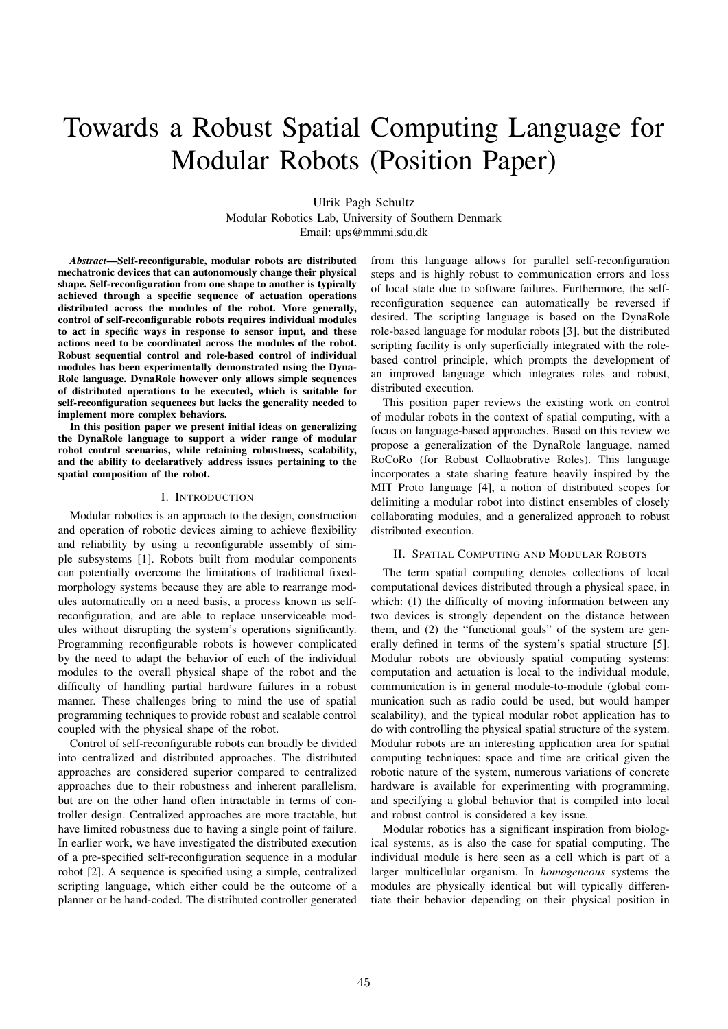# Towards a Robust Spatial Computing Language for Modular Robots (Position Paper)

Ulrik Pagh Schultz
Modular Robotics Lab, University of Southern Denmark
Email: ups@mmmi.sdu.dk

***Abstract*—Self-reconfigurable, modular robots are distributed mechatronic devices that can autonomously change their physical shape. Self-reconfiguration from one shape to another is typically achieved through a specific sequence of actuation operations distributed across the modules of the robot. More generally, control of self-reconfigurable robots requires individual modules to act in specific ways in response to sensor input, and these actions need to be coordinated across the modules of the robot. Robust sequential control and role-based control of individual modules has been experimentally demonstrated using the DynaRole language. DynaRole however only allows simple sequences of distributed operations to be executed, which is suitable for self-reconfiguration sequences but lacks the generality needed to implement more complex behaviors.**

**In this position paper we present initial ideas on generalizing the DynaRole language to support a wider range of modular robot control scenarios, while retaining robustness, scalability, and the ability to declaratively address issues pertaining to the spatial composition of the robot.**

## I. Introduction

Modular robotics is an approach to the design, construction and operation of robotic devices aiming to achieve flexibility and reliability by using a reconfigurable assembly of simple subsystems [1]. Robots built from modular components can potentially overcome the limitations of traditional fixed-morphology systems because they are able to rearrange modules automatically on a need basis, a process known as self-reconfiguration, and are able to replace unserviceable modules without disrupting the system's operations significantly. Programming reconfigurable robots is however complicated by the need to adapt the behavior of each of the individual modules to the overall physical shape of the robot and the difficulty of handling partial hardware failures in a robust manner. These challenges bring to mind the use of spatial programming techniques to provide robust and scalable control coupled with the physical shape of the robot.

Control of self-reconfigurable robots can broadly be divided into centralized and distributed approaches. The distributed approaches are considered superior compared to centralized approaches due to their robustness and inherent parallelism, but are on the other hand often intractable in terms of controller design. Centralized approaches are more tractable, but have limited robustness due to having a single point of failure. In earlier work, we have investigated the distributed execution of a pre-specified self-reconfiguration sequence in a modular robot [2]. A sequence is specified using a simple, centralized scripting language, which either could be the outcome of a planner or be hand-coded. The distributed controller generated from this language allows for parallel self-reconfiguration steps and is highly robust to communication errors and loss of local state due to software failures. Furthermore, the self-reconfiguration sequence can automatically be reversed if desired. The scripting language is based on the DynaRole role-based language for modular robots [3], but the distributed scripting facility is only superficially integrated with the role-based control principle, which prompts the development of an improved language which integrates roles and robust, distributed execution.

This position paper reviews the existing work on control of modular robots in the context of spatial computing, with a focus on language-based approaches. Based on this review we propose a generalization of the DynaRole language, named RoCoRo (for Robust Collaobrative Roles). This language incorporates a state sharing feature heavily inspired by the MIT Proto language [4], a notion of distributed scopes for delimiting a modular robot into distinct ensembles of closely collaborating modules, and a generalized approach to robust distributed execution.

## II. Spatial Computing and Modular Robots

The term spatial computing denotes collections of local computational devices distributed through a physical space, in which: (1) the difficulty of moving information between any two devices is strongly dependent on the distance between them, and (2) the "functional goals" of the system are generally defined in terms of the system's spatial structure [5]. Modular robots are obviously spatial computing systems: computation and actuation is local to the individual module, communication is in general module-to-module (global communication such as radio could be used, but would hamper scalability), and the typical modular robot application has to do with controlling the physical spatial structure of the system. Modular robots are an interesting application area for spatial computing techniques: space and time are critical given the robotic nature of the system, numerous variations of concrete hardware is available for experimenting with programming, and specifying a global behavior that is compiled into local and robust control is considered a key issue.

Modular robotics has a significant inspiration from biological systems, as is also the case for spatial computing. The individual module is here seen as a cell which is part of a larger multicellular organism. In *homogeneous* systems the modules are physically identical but will typically differentiate their behavior depending on their physical position in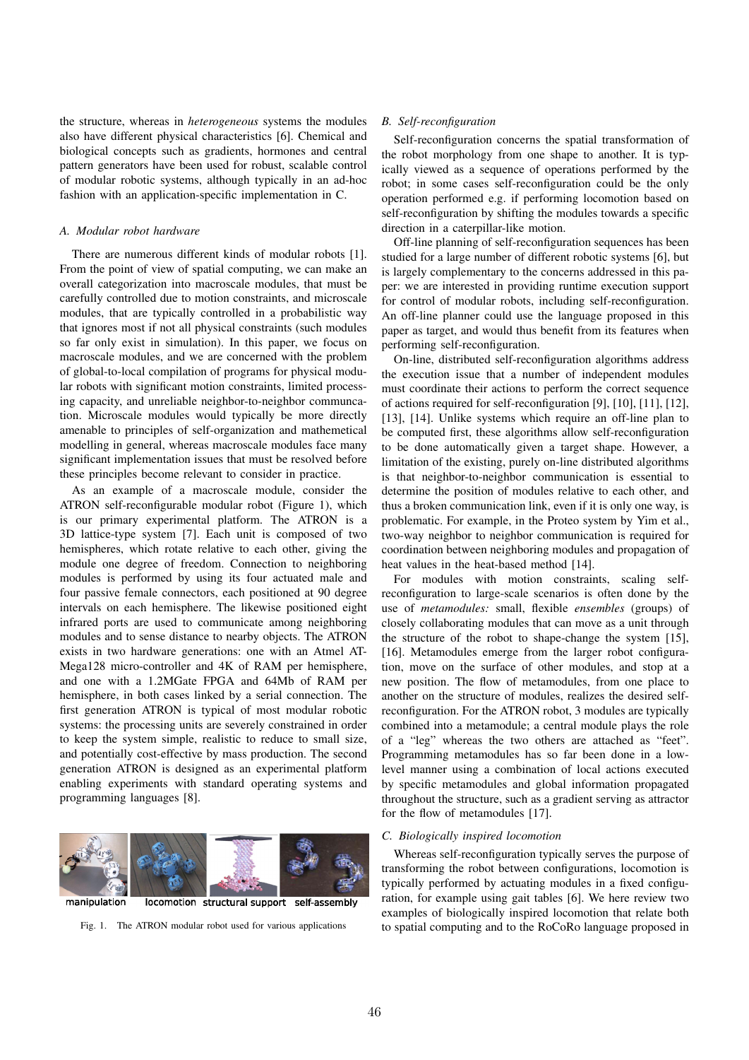the structure, whereas in *heterogeneous* systems the modules also have different physical characteristics [6]. Chemical and biological concepts such as gradients, hormones and central pattern generators have been used for robust, scalable control of modular robotic systems, although typically in an ad-hoc fashion with an application-specific implementation in C.

### A. Modular robot hardware

There are numerous different kinds of modular robots [1]. From the point of view of spatial computing, we can make an overall categorization into macroscale modules, that must be carefully controlled due to motion constraints, and microscale modules, that are typically controlled in a probabilistic way that ignores most if not all physical constraints (such modules so far only exist in simulation). In this paper, we focus on macroscale modules, and we are concerned with the problem of global-to-local compilation of programs for physical modular robots with significant motion constraints, limited processing capacity, and unreliable neighbor-to-neighbor communcation. Microscale modules would typically be more directly amenable to principles of self-organization and mathemetical modelling in general, whereas macroscale modules face many significant implementation issues that must be resolved before these principles become relevant to consider in practice.

As an example of a macroscale module, consider the ATRON self-reconfigurable modular robot (Figure 1), which is our primary experimental platform. The ATRON is a 3D lattice-type system [7]. Each unit is composed of two hemispheres, which rotate relative to each other, giving the module one degree of freedom. Connection to neighboring modules is performed by using its four actuated male and four passive female connectors, each positioned at 90 degree intervals on each hemisphere. The likewise positioned eight infrared ports are used to communicate among neighboring modules and to sense distance to nearby objects. The ATRON exists in two hardware generations: one with an Atmel AT-Mega128 micro-controller and 4K of RAM per hemisphere, and one with a 1.2MGate FPGA and 64Mb of RAM per hemisphere, in both cases linked by a serial connection. The first generation ATRON is typical of most modular robotic systems: the processing units are severely constrained in order to keep the system simple, realistic to reduce to small size, and potentially cost-effective by mass production. The second generation ATRON is designed as an experimental platform enabling experiments with standard operating systems and programming languages [8].

manipulation locomotion structural support self-assembly

Fig. 1. The ATRON modular robot used for various applications

### B. Self-reconfiguration

Self-reconfiguration concerns the spatial transformation of the robot morphology from one shape to another. It is typically viewed as a sequence of operations performed by the robot; in some cases self-reconfiguration could be the only operation performed e.g. if performing locomotion based on self-reconfiguration by shifting the modules towards a specific direction in a caterpillar-like motion.

Off-line planning of self-reconfiguration sequences has been studied for a large number of different robotic systems [6], but is largely complementary to the concerns addressed in this paper: we are interested in providing runtime execution support for control of modular robots, including self-reconfiguration. An off-line planner could use the language proposed in this paper as target, and would thus benefit from its features when performing self-reconfiguration.

On-line, distributed self-reconfiguration algorithms address the execution issue that a number of independent modules must coordinate their actions to perform the correct sequence of actions required for self-reconfiguration [9], [10], [11], [12], [13], [14]. Unlike systems which require an off-line plan to be computed first, these algorithms allow self-reconfiguration to be done automatically given a target shape. However, a limitation of the existing, purely on-line distributed algorithms is that neighbor-to-neighbor communication is essential to determine the position of modules relative to each other, and thus a broken communication link, even if it is only one way, is problematic. For example, in the Proteo system by Yim et al., two-way neighbor to neighbor communication is required for coordination between neighboring modules and propagation of heat values in the heat-based method [14].

For modules with motion constraints, scaling self-reconfiguration to large-scale scenarios is often done by the use of *metamodules:* small, flexible *ensembles* (groups) of closely collaborating modules that can move as a unit through the structure of the robot to shape-change the system [15], [16]. Metamodules emerge from the larger robot configuration, move on the surface of other modules, and stop at a new position. The flow of metamodules, from one place to another on the structure of modules, realizes the desired self-reconfiguration. For the ATRON robot, 3 modules are typically combined into a metamodule; a central module plays the role of a "leg" whereas the two others are attached as "feet". Programming metamodules has so far been done in a low-level manner using a combination of local actions executed by specific metamodules and global information propagated throughout the structure, such as a gradient serving as attractor for the flow of metamodules [17].

### C. Biologically inspired locomotion

Whereas self-reconfiguration typically serves the purpose of transforming the robot between configurations, locomotion is typically performed by actuating modules in a fixed configuration, for example using gait tables [6]. We here review two examples of biologically inspired locomotion that relate both to spatial computing and to the RoCoRo language proposed in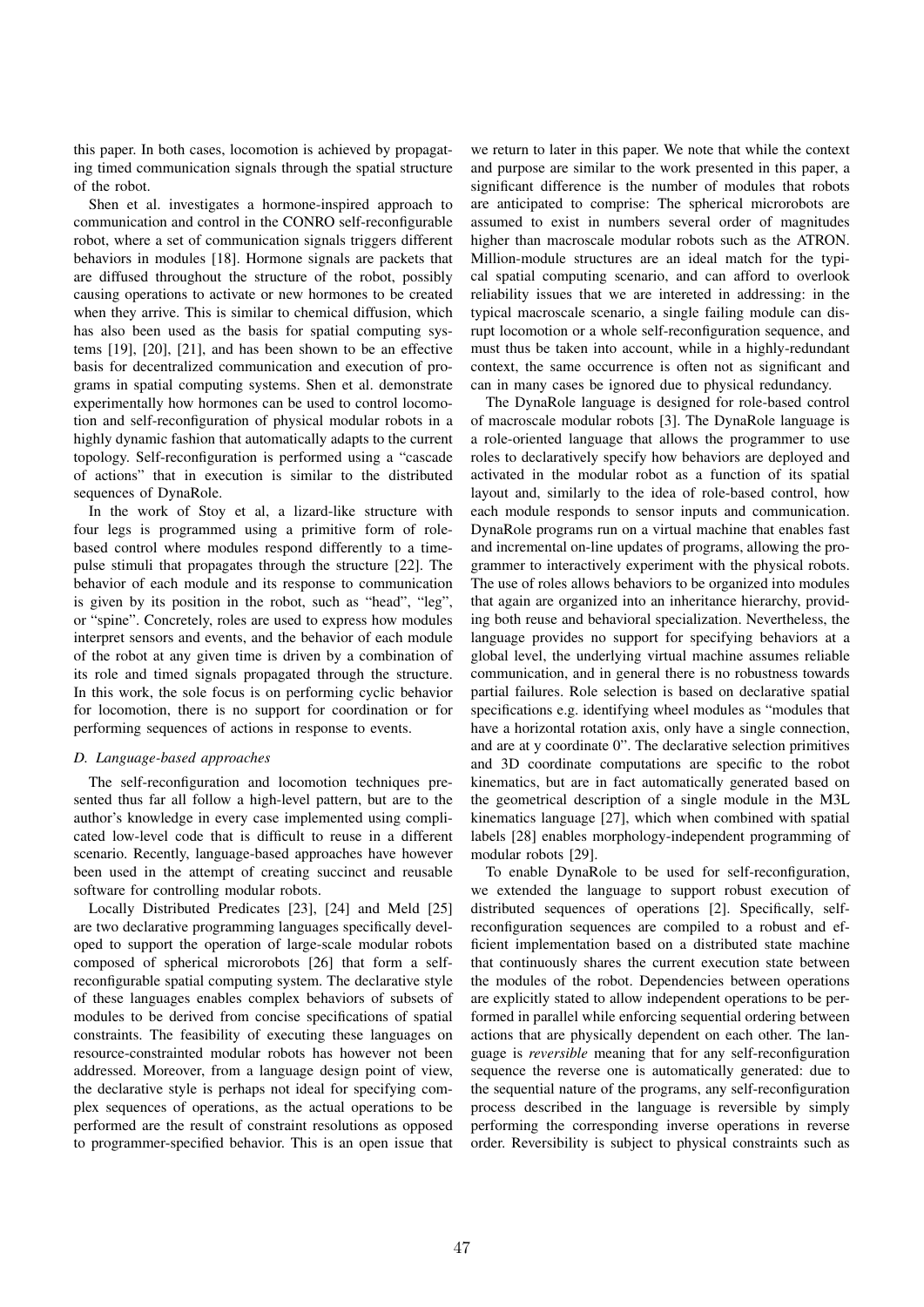this paper. In both cases, locomotion is achieved by propagating timed communication signals through the spatial structure of the robot.

Shen et al. investigates a hormone-inspired approach to communication and control in the CONRO self-reconfigurable robot, where a set of communication signals triggers different behaviors in modules [18]. Hormone signals are packets that are diffused throughout the structure of the robot, possibly causing operations to activate or new hormones to be created when they arrive. This is similar to chemical diffusion, which has also been used as the basis for spatial computing systems [19], [20], [21], and has been shown to be an effective basis for decentralized communication and execution of programs in spatial computing systems. Shen et al. demonstrate experimentally how hormones can be used to control locomotion and self-reconfiguration of physical modular robots in a highly dynamic fashion that automatically adapts to the current topology. Self-reconfiguration is performed using a "cascade of actions" that in execution is similar to the distributed sequences of DynaRole.

In the work of Stoy et al, a lizard-like structure with four legs is programmed using a primitive form of role-based control where modules respond differently to a time-pulse stimuli that propagates through the structure [22]. The behavior of each module and its response to communication is given by its position in the robot, such as "head", "leg", or "spine". Concretely, roles are used to express how modules interpret sensors and events, and the behavior of each module of the robot at any given time is driven by a combination of its role and timed signals propagated through the structure. In this work, the sole focus is on performing cyclic behavior for locomotion, there is no support for coordination or for performing sequences of actions in response to events.

### *D. Language-based approaches*

The self-reconfiguration and locomotion techniques presented thus far all follow a high-level pattern, but are to the author's knowledge in every case implemented using complicated low-level code that is difficult to reuse in a different scenario. Recently, language-based approaches have however been used in the attempt of creating succinct and reusable software for controlling modular robots.

Locally Distributed Predicates [23], [24] and Meld [25] are two declarative programming languages specifically developed to support the operation of large-scale modular robots composed of spherical microrobots [26] that form a self-reconfigurable spatial computing system. The declarative style of these languages enables complex behaviors of subsets of modules to be derived from concise specifications of spatial constraints. The feasibility of executing these languages on resource-constrainted modular robots has however not been addressed. Moreover, from a language design point of view, the declarative style is perhaps not ideal for specifying complex sequences of operations, as the actual operations to be performed are the result of constraint resolutions as opposed to programmer-specified behavior. This is an open issue that we return to later in this paper. We note that while the context and purpose are similar to the work presented in this paper, a significant difference is the number of modules that robots are anticipated to comprise: The spherical microrobots are assumed to exist in numbers several order of magnitudes higher than macroscale modular robots such as the ATRON. Million-module structures are an ideal match for the typical spatial computing scenario, and can afford to overlook reliability issues that we are intereted in addressing: in the typical macroscale scenario, a single failing module can disrupt locomotion or a whole self-reconfiguration sequence, and must thus be taken into account, while in a highly-redundant context, the same occurrence is often not as significant and can in many cases be ignored due to physical redundancy.

The DynaRole language is designed for role-based control of macroscale modular robots [3]. The DynaRole language is a role-oriented language that allows the programmer to use roles to declaratively specify how behaviors are deployed and activated in the modular robot as a function of its spatial layout and, similarly to the idea of role-based control, how each module responds to sensor inputs and communication. DynaRole programs run on a virtual machine that enables fast and incremental on-line updates of programs, allowing the programmer to interactively experiment with the physical robots. The use of roles allows behaviors to be organized into modules that again are organized into an inheritance hierarchy, providing both reuse and behavioral specialization. Nevertheless, the language provides no support for specifying behaviors at a global level, the underlying virtual machine assumes reliable communication, and in general there is no robustness towards partial failures. Role selection is based on declarative spatial specifications e.g. identifying wheel modules as "modules that have a horizontal rotation axis, only have a single connection, and are at y coordinate 0". The declarative selection primitives and 3D coordinate computations are specific to the robot kinematics, but are in fact automatically generated based on the geometrical description of a single module in the M3L kinematics language [27], which when combined with spatial labels [28] enables morphology-independent programming of modular robots [29].

To enable DynaRole to be used for self-reconfiguration, we extended the language to support robust execution of distributed sequences of operations [2]. Specifically, self-reconfiguration sequences are compiled to a robust and efficient implementation based on a distributed state machine that continuously shares the current execution state between the modules of the robot. Dependencies between operations are explicitly stated to allow independent operations to be performed in parallel while enforcing sequential ordering between actions that are physically dependent on each other. The language is *reversible* meaning that for any self-reconfiguration sequence the reverse one is automatically generated: due to the sequential nature of the programs, any self-reconfiguration process described in the language is reversible by simply performing the corresponding inverse operations in reverse order. Reversibility is subject to physical constraints such as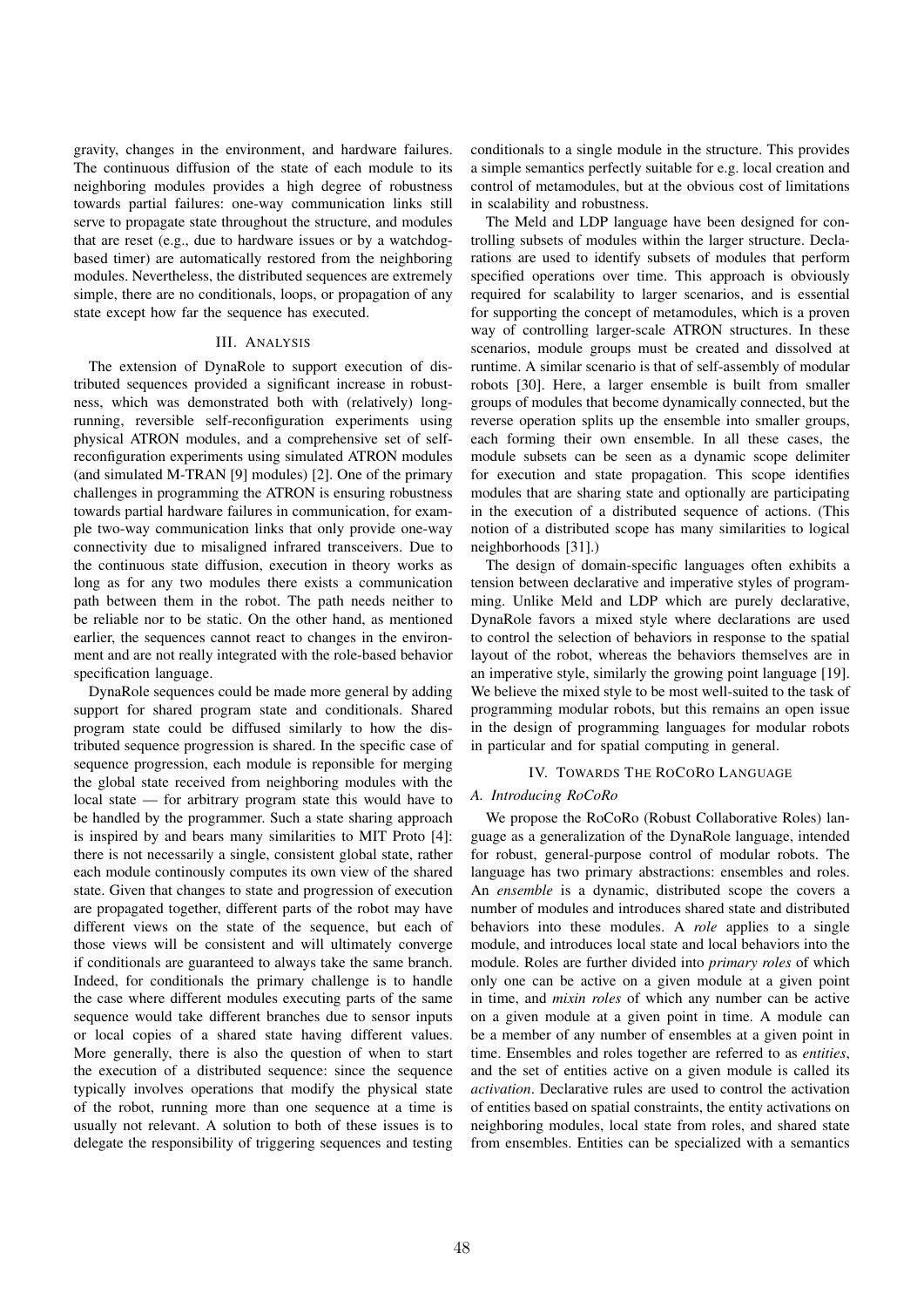gravity, changes in the environment, and hardware failures. The continuous diffusion of the state of each module to its neighboring modules provides a high degree of robustness towards partial failures: one-way communication links still serve to propagate state throughout the structure, and modules that are reset (e.g., due to hardware issues or by a watchdog-based timer) are automatically restored from the neighboring modules. Nevertheless, the distributed sequences are extremely simple, there are no conditionals, loops, or propagation of any state except how far the sequence has executed.

## III. Analysis

The extension of DynaRole to support execution of distributed sequences provided a significant increase in robustness, which was demonstrated both with (relatively) long-running, reversible self-reconfiguration experiments using physical ATRON modules, and a comprehensive set of self-reconfiguration experiments using simulated ATRON modules (and simulated M-TRAN [9] modules) [2]. One of the primary challenges in programming the ATRON is ensuring robustness towards partial hardware failures in communication, for example two-way communication links that only provide one-way connectivity due to misaligned infrared transceivers. Due to the continuous state diffusion, execution in theory works as long as for any two modules there exists a communication path between them in the robot. The path needs neither to be reliable nor to be static. On the other hand, as mentioned earlier, the sequences cannot react to changes in the environment and are not really integrated with the role-based behavior specification language.

DynaRole sequences could be made more general by adding support for shared program state and conditionals. Shared program state could be diffused similarly to how the distributed sequence progression is shared. In the specific case of sequence progression, each module is reponsible for merging the global state received from neighboring modules with the local state — for arbitrary program state this would have to be handled by the programmer. Such a state sharing approach is inspired by and bears many similarities to MIT Proto [4]: there is not necessarily a single, consistent global state, rather each module continously computes its own view of the shared state. Given that changes to state and progression of execution are propagated together, different parts of the robot may have different views on the state of the sequence, but each of those views will be consistent and will ultimately converge if conditionals are guaranteed to always take the same branch. Indeed, for conditionals the primary challenge is to handle the case where different modules executing parts of the same sequence would take different branches due to sensor inputs or local copies of a shared state having different values. More generally, there is also the question of when to start the execution of a distributed sequence: since the sequence typically involves operations that modify the physical state of the robot, running more than one sequence at a time is usually not relevant. A solution to both of these issues is to delegate the responsibility of triggering sequences and testing conditionals to a single module in the structure. This provides a simple semantics perfectly suitable for e.g. local creation and control of metamodules, but at the obvious cost of limitations in scalability and robustness.

The Meld and LDP language have been designed for controlling subsets of modules within the larger structure. Declarations are used to identify subsets of modules that perform specified operations over time. This approach is obviously required for scalability to larger scenarios, and is essential for supporting the concept of metamodules, which is a proven way of controlling larger-scale ATRON structures. In these scenarios, module groups must be created and dissolved at runtime. A similar scenario is that of self-assembly of modular robots [30]. Here, a larger ensemble is built from smaller groups of modules that become dynamically connected, but the reverse operation splits up the ensemble into smaller groups, each forming their own ensemble. In all these cases, the module subsets can be seen as a dynamic scope delimiter for execution and state propagation. This scope identifies modules that are sharing state and optionally are participating in the execution of a distributed sequence of actions. (This notion of a distributed scope has many similarities to logical neighborhoods [31].)

The design of domain-specific languages often exhibits a tension between declarative and imperative styles of programming. Unlike Meld and LDP which are purely declarative, DynaRole favors a mixed style where declarations are used to control the selection of behaviors in response to the spatial layout of the robot, whereas the behaviors themselves are in an imperative style, similarly the growing point language [19]. We believe the mixed style to be most well-suited to the task of programming modular robots, but this remains an open issue in the design of programming languages for modular robots in particular and for spatial computing in general.

## IV. Towards the RoCoRo Language

### A. Introducing RoCoRo

We propose the RoCoRo (Robust Collaborative Roles) language as a generalization of the DynaRole language, intended for robust, general-purpose control of modular robots. The language has two primary abstractions: ensembles and roles. An *ensemble* is a dynamic, distributed scope the covers a number of modules and introduces shared state and distributed behaviors into these modules. A *role* applies to a single module, and introduces local state and local behaviors into the module. Roles are further divided into *primary roles* of which only one can be active on a given module at a given point in time, and *mixin roles* of which any number can be active on a given module at a given point in time. A module can be a member of any number of ensembles at a given point in time. Ensembles and roles together are referred to as *entities*, and the set of entities active on a given module is called its *activation*. Declarative rules are used to control the activation of entities based on spatial constraints, the entity activations on neighboring modules, local state from roles, and shared state from ensembles. Entities can be specialized with a semantics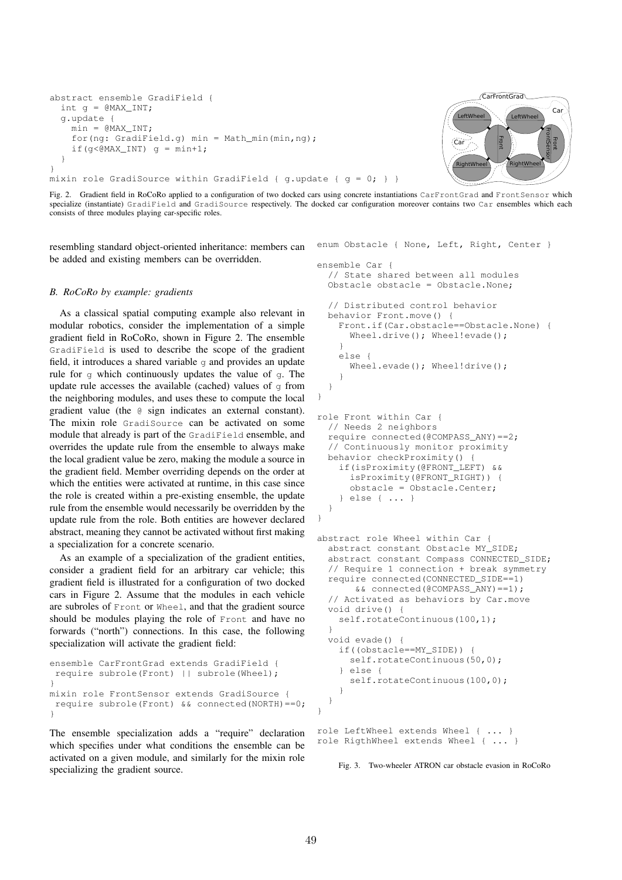```
abstract ensemble GradiField {
  int g = @MAX_INT;
  g.update {
    min = @MAX_INT;
    for(ng: GradiField.g) min = Math_min(min,ng);
    if(g<@MAX_INT) g = min+1;
  }
}
mixin role GradiSource within GradiField { g.update { g = 0; } }
```

Fig. 2. Gradient field in RoCoRo applied to a configuration of two docked cars using concrete instantiations CarFrontGrad and FrontSensor which specialize (instantiate) GradiField and GradiSource respectively. The docked car configuration moreover contains two Car ensembles which each consists of three modules playing car-specific roles.

resembling standard object-oriented inheritance: members can be added and existing members can be overridden.

### B. RoCoRo by example: gradients

As a classical spatial computing example also relevant in modular robotics, consider the implementation of a simple gradient field in RoCoRo, shown in Figure 2. The ensemble GradiField is used to describe the scope of the gradient field, it introduces a shared variable g and provides an update rule for g which continuously updates the value of g. The update rule accesses the available (cached) values of g from the neighboring modules, and uses these to compute the local gradient value (the @ sign indicates an external constant). The mixin role GradiSource can be activated on some module that already is part of the GradiField ensemble, and overrides the update rule from the ensemble to always make the local gradient value be zero, making the module a source in the gradient field. Member overriding depends on the order at which the entities were activated at runtime, in this case since the role is created within a pre-existing ensemble, the update rule from the ensemble would necessarily be overridden by the update rule from the role. Both entities are however declared abstract, meaning they cannot be activated without first making a specialization for a concrete scenario.

As an example of a specialization of the gradient entities, consider a gradient field for an arbitrary car vehicle; this gradient field is illustrated for a configuration of two docked cars in Figure 2. Assume that the modules in each vehicle are subroles of Front or Wheel, and that the gradient source should be modules playing the role of Front and have no forwards ("north") connections. In this case, the following specialization will activate the gradient field:

```
ensemble CarFrontGrad extends GradiField {
 require subrole(Front) || subrole(Wheel);
}
mixin role FrontSensor extends GradiSource {
 require subrole(Front) && connected(NORTH)==0;
}
```

The ensemble specialization adds a "require" declaration which specifies under what conditions the ensemble can be activated on a given module, and similarly for the mixin role specializing the gradient source.

```
enum Obstacle { None, Left, Right, Center }

ensemble Car {
  // State shared between all modules
  Obstacle obstacle = Obstacle.None;

  // Distributed control behavior
  behavior Front.move() {
    Front.if(Car.obstacle==Obstacle.None) {
      Wheel.drive(); Wheel!evade();
    }
    else {
      Wheel.evade(); Wheel!drive();
    }
  }
}

role Front within Car {
  // Needs 2 neighbors
  require connected(@COMPASS_ANY)==2;
  // Continuously monitor proximity
  behavior checkProximity() {
    if(isProximity(@FRONT_LEFT) &&
      isProximity(@FRONT_RIGHT)) {
      obstacle = Obstacle.Center;
    } else { ... }
  }
}

abstract role Wheel within Car {
  abstract constant Obstacle MY_SIDE;
  abstract constant Compass CONNECTED_SIDE;
  // Require 1 connection + break symmetry
  require connected(CONNECTED_SIDE==1)
       && connected(@COMPASS_ANY)==1);
  // Activated as behaviors by Car.move
  void drive() {
    self.rotateContinuous(100,1);
  }
  void evade() {
    if((obstacle==MY_SIDE)) {
      self.rotateContinuous(50,0);
    } else {
      self.rotateContinuous(100,0);
    }
  }
}

role LeftWheel extends Wheel { ... }
role RigthWheel extends Wheel { ... }
```

Fig. 3. Two-wheeler ATRON car obstacle evasion in RoCoRo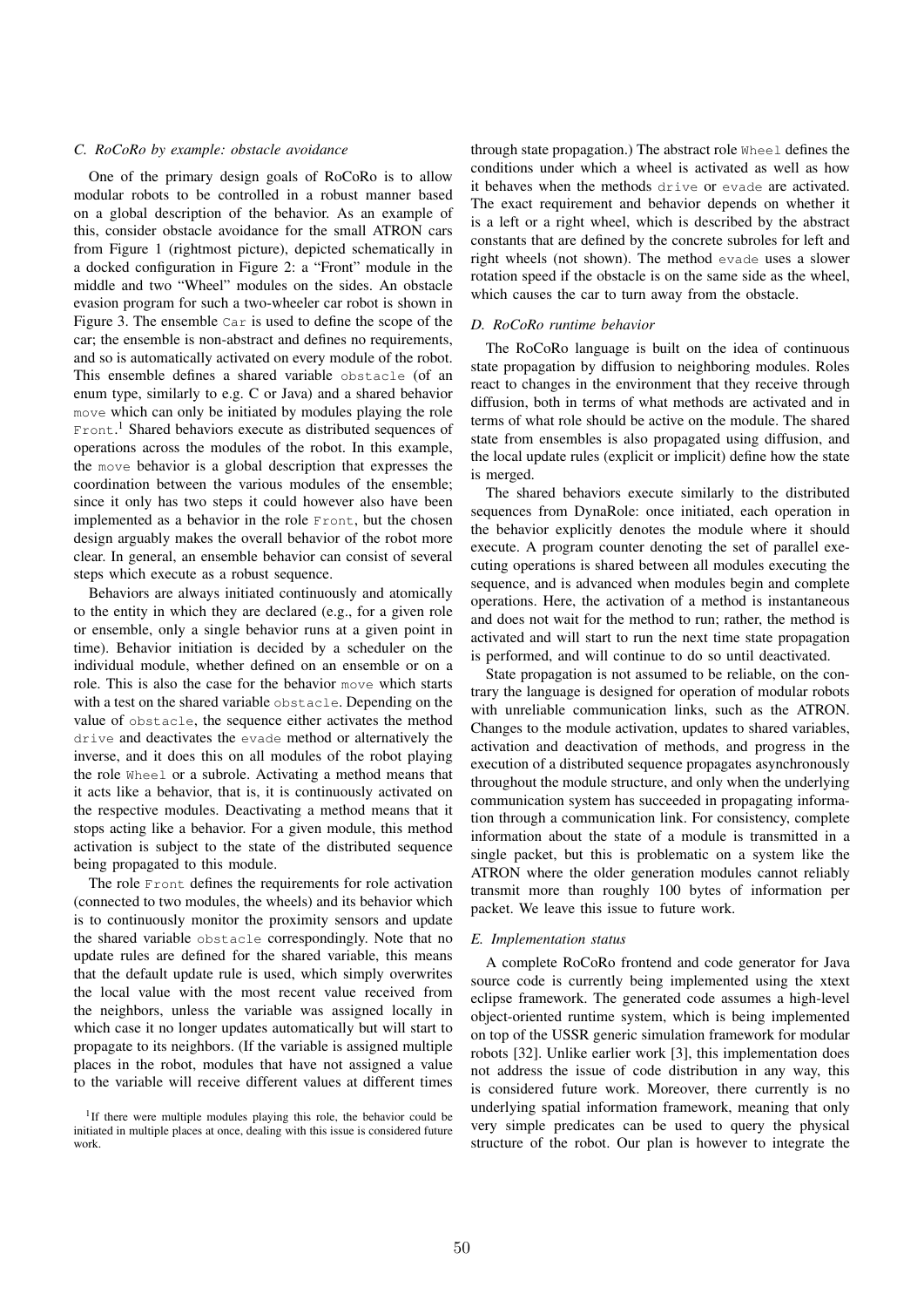### C. RoCoRo by example: obstacle avoidance

One of the primary design goals of RoCoRo is to allow modular robots to be controlled in a robust manner based on a global description of the behavior. As an example of this, consider obstacle avoidance for the small ATRON cars from Figure 1 (rightmost picture), depicted schematically in a docked configuration in Figure 2: a "Front" module in the middle and two "Wheel" modules on the sides. An obstacle evasion program for such a two-wheeler car robot is shown in Figure 3. The ensemble `Car` is used to define the scope of the car; the ensemble is non-abstract and defines no requirements, and so is automatically activated on every module of the robot. This ensemble defines a shared variable `obstacle` (of an enum type, similarly to e.g. C or Java) and a shared behavior `move` which can only be initiated by modules playing the role `Front`.[1] Shared behaviors execute as distributed sequences of operations across the modules of the robot. In this example, the `move` behavior is a global description that expresses the coordination between the various modules of the ensemble; since it only has two steps it could however also have been implemented as a behavior in the role `Front`, but the chosen design arguably makes the overall behavior of the robot more clear. In general, an ensemble behavior can consist of several steps which execute as a robust sequence.

Behaviors are always initiated continuously and atomically to the entity in which they are declared (e.g., for a given role or ensemble, only a single behavior runs at a given point in time). Behavior initiation is decided by a scheduler on the individual module, whether defined on an ensemble or on a role. This is also the case for the behavior `move` which starts with a test on the shared variable `obstacle`. Depending on the value of `obstacle`, the sequence either activates the method `drive` and deactivates the `evade` method or alternatively the inverse, and it does this on all modules of the robot playing the role `Wheel` or a subrole. Activating a method means that it acts like a behavior, that is, it is continuously activated on the respective modules. Deactivating a method means that it stops acting like a behavior. For a given module, this method activation is subject to the state of the distributed sequence being propagated to this module.

The role `Front` defines the requirements for role activation (connected to two modules, the wheels) and its behavior which is to continuously monitor the proximity sensors and update the shared variable `obstacle` correspondingly. Note that no update rules are defined for the shared variable, this means that the default update rule is used, which simply overwrites the local value with the most recent value received from the neighbors, unless the variable was assigned locally in which case it no longer updates automatically but will start to propagate to its neighbors. (If the variable is assigned multiple places in the robot, modules that have not assigned a value to the variable will receive different values at different times through state propagation.) The abstract role `Wheel` defines the conditions under which a wheel is activated as well as how it behaves when the methods `drive` or `evade` are activated. The exact requirement and behavior depends on whether it is a left or a right wheel, which is described by the abstract constants that are defined by the concrete subroles for left and right wheels (not shown). The method `evade` uses a slower rotation speed if the obstacle is on the same side as the wheel, which causes the car to turn away from the obstacle.

[1] If there were multiple modules playing this role, the behavior could be initiated in multiple places at once, dealing with this issue is considered future work.

### D. RoCoRo runtime behavior

The RoCoRo language is built on the idea of continuous state propagation by diffusion to neighboring modules. Roles react to changes in the environment that they receive through diffusion, both in terms of what methods are activated and in terms of what role should be active on the module. The shared state from ensembles is also propagated using diffusion, and the local update rules (explicit or implicit) define how the state is merged.

The shared behaviors execute similarly to the distributed sequences from DynaRole: once initiated, each operation in the behavior explicitly denotes the module where it should execute. A program counter denoting the set of parallel executing operations is shared between all modules executing the sequence, and is advanced when modules begin and complete operations. Here, the activation of a method is instantaneous and does not wait for the method to run; rather, the method is activated and will start to run the next time state propagation is performed, and will continue to do so until deactivated.

State propagation is not assumed to be reliable, on the contrary the language is designed for operation of modular robots with unreliable communication links, such as the ATRON. Changes to the module activation, updates to shared variables, activation and deactivation of methods, and progress in the execution of a distributed sequence propagates asynchronously throughout the module structure, and only when the underlying communication system has succeeded in propagating information through a communication link. For consistency, complete information about the state of a module is transmitted in a single packet, but this is problematic on a system like the ATRON where the older generation modules cannot reliably transmit more than roughly 100 bytes of information per packet. We leave this issue to future work.

### E. Implementation status

A complete RoCoRo frontend and code generator for Java source code is currently being implemented using the xtext eclipse framework. The generated code assumes a high-level object-oriented runtime system, which is being implemented on top of the USSR generic simulation framework for modular robots [32]. Unlike earlier work [3], this implementation does not address the issue of code distribution in any way, this is considered future work. Moreover, there currently is no underlying spatial information framework, meaning that only very simple predicates can be used to query the physical structure of the robot. Our plan is however to integrate the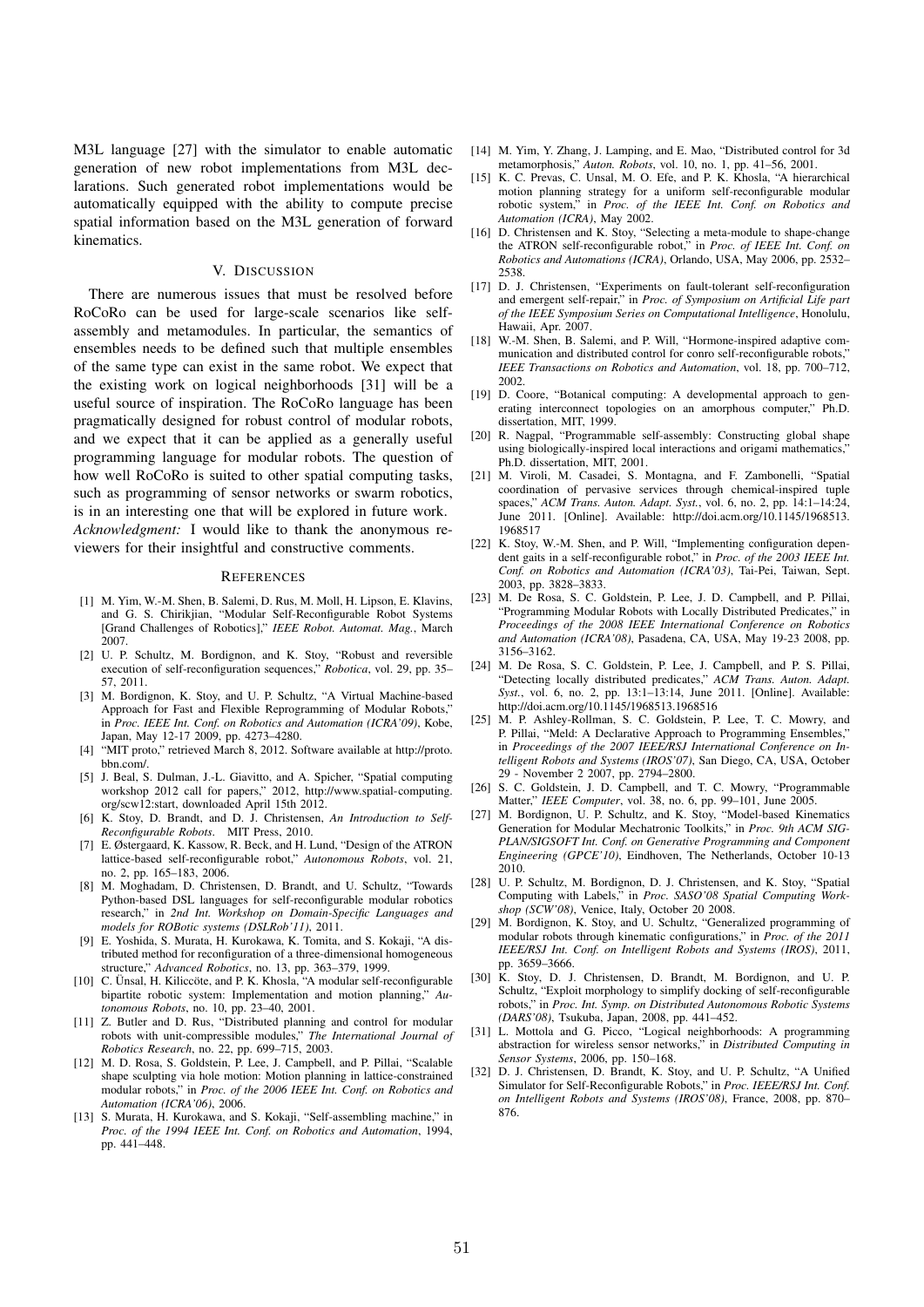M3L language [27] with the simulator to enable automatic generation of new robot implementations from M3L declarations. Such generated robot implementations would be automatically equipped with the ability to compute precise spatial information based on the M3L generation of forward kinematics.

## V. Discussion

There are numerous issues that must be resolved before RoCoRo can be used for large-scale scenarios like self-assembly and metamodules. In particular, the semantics of ensembles needs to be defined such that multiple ensembles of the same type can exist in the same robot. We expect that the existing work on logical neighborhoods [31] will be a useful source of inspiration. The RoCoRo language has been pragmatically designed for robust control of modular robots, and we expect that it can be applied as a generally useful programming language for modular robots. The question of how well RoCoRo is suited to other spatial computing tasks, such as programming of sensor networks or swarm robotics, is in an interesting one that will be explored in future work.

*Acknowledgment:* I would like to thank the anonymous reviewers for their insightful and constructive comments.

## References

- [1] M. Yim, W.-M. Shen, B. Salemi, D. Rus, M. Moll, H. Lipson, E. Klavins, and G. S. Chirikjian, "Modular Self-Reconfigurable Robot Systems [Grand Challenges of Robotics]," *IEEE Robot. Automat. Mag.*, March 2007.
- [2] U. P. Schultz, M. Bordignon, and K. Stoy, "Robust and reversible execution of self-reconfiguration sequences," *Robotica*, vol. 29, pp. 35–57, 2011.
- [3] M. Bordignon, K. Stoy, and U. P. Schultz, "A Virtual Machine-based Approach for Fast and Flexible Reprogramming of Modular Robots," in *Proc. IEEE Int. Conf. on Robotics and Automation (ICRA'09)*, Kobe, Japan, May 12-17 2009, pp. 4273–4280.
- [4] "MIT proto," retrieved March 8, 2012. Software available at http://proto.bbn.com/.
- [5] J. Beal, S. Dulman, J.-L. Giavitto, and A. Spicher, "Spatial computing workshop 2012 call for papers," 2012, http://www.spatial-computing.org/scw12:start, downloaded April 15th 2012.
- [6] K. Stoy, D. Brandt, and D. J. Christensen, *An Introduction to Self-Reconfigurable Robots*. MIT Press, 2010.
- [7] E. Østergaard, K. Kassow, R. Beck, and H. Lund, "Design of the ATRON lattice-based self-reconfigurable robot," *Autonomous Robots*, vol. 21, no. 2, pp. 165–183, 2006.
- [8] M. Moghadam, D. Christensen, D. Brandt, and U. Schultz, "Towards Python-based DSL languages for self-reconfigurable modular robotics research," in *2nd Int. Workshop on Domain-Specific Languages and models for ROBotic systems (DSLRob'11)*, 2011.
- [9] E. Yoshida, S. Murata, H. Kurokawa, K. Tomita, and S. Kokaji, "A distributed method for reconfiguration of a three-dimensional homogeneous structure," *Advanced Robotics*, no. 13, pp. 363–379, 1999.
- [10] C. Ünsal, H. Kiliccöte, and P. K. Khosla, "A modular self-reconfigurable bipartite robotic system: Implementation and motion planning," *Autonomous Robots*, no. 10, pp. 23–40, 2001.
- [11] Z. Butler and D. Rus, "Distributed planning and control for modular robots with unit-compressible modules," *The International Journal of Robotics Research*, no. 22, pp. 699–715, 2003.
- [12] M. D. Rosa, S. Goldstein, P. Lee, J. Campbell, and P. Pillai, "Scalable shape sculpting via hole motion: Motion planning in lattice-constrained modular robots," in *Proc. of the 2006 IEEE Int. Conf. on Robotics and Automation (ICRA'06)*, 2006.
- [13] S. Murata, H. Kurokawa, and S. Kokaji, "Self-assembling machine," in *Proc. of the 1994 IEEE Int. Conf. on Robotics and Automation*, 1994, pp. 441–448.
- [14] M. Yim, Y. Zhang, J. Lamping, and E. Mao, "Distributed control for 3d metamorphosis," *Auton. Robots*, vol. 10, no. 1, pp. 41–56, 2001.
- [15] K. C. Prevas, C. Unsal, M. O. Efe, and P. K. Khosla, "A hierarchical motion planning strategy for a uniform self-reconfigurable modular robotic system," in *Proc. of the IEEE Int. Conf. on Robotics and Automation (ICRA)*, May 2002.
- [16] D. Christensen and K. Stoy, "Selecting a meta-module to shape-change the ATRON self-reconfigurable robot," in *Proc. of IEEE Int. Conf. on Robotics and Automations (ICRA)*, Orlando, USA, May 2006, pp. 2532–2538.
- [17] D. J. Christensen, "Experiments on fault-tolerant self-reconfiguration and emergent self-repair," in *Proc. of Symposium on Artificial Life part of the IEEE Symposium Series on Computational Intelligence*, Honolulu, Hawaii, Apr. 2007.
- [18] W.-M. Shen, B. Salemi, and P. Will, "Hormone-inspired adaptive communication and distributed control for conro self-reconfigurable robots," *IEEE Transactions on Robotics and Automation*, vol. 18, pp. 700–712, 2002.
- [19] D. Coore, "Botanical computing: A developmental approach to generating interconnect topologies on an amorphous computer," Ph.D. dissertation, MIT, 1999.
- [20] R. Nagpal, "Programmable self-assembly: Constructing global shape using biologically-inspired local interactions and origami mathematics," Ph.D. dissertation, MIT, 2001.
- [21] M. Viroli, M. Casadei, S. Montagna, and F. Zambonelli, "Spatial coordination of pervasive services through chemical-inspired tuple spaces," *ACM Trans. Auton. Adapt. Syst.*, vol. 6, no. 2, pp. 14:1–14:24, June 2011. [Online]. Available: http://doi.acm.org/10.1145/1968513.1968517
- [22] K. Stoy, W.-M. Shen, and P. Will, "Implementing configuration dependent gaits in a self-reconfigurable robot," in *Proc. of the 2003 IEEE Int. Conf. on Robotics and Automation (ICRA'03)*, Tai-Pei, Taiwan, Sept. 2003, pp. 3828–3833.
- [23] M. De Rosa, S. C. Goldstein, P. Lee, J. D. Campbell, and P. Pillai, "Programming Modular Robots with Locally Distributed Predicates," in *Proceedings of the 2008 IEEE International Conference on Robotics and Automation (ICRA'08)*, Pasadena, CA, USA, May 19-23 2008, pp. 3156–3162.
- [24] M. De Rosa, S. C. Goldstein, P. Lee, J. Campbell, and P. S. Pillai, "Detecting locally distributed predicates," *ACM Trans. Auton. Adapt. Syst.*, vol. 6, no. 2, pp. 13:1–13:14, June 2011. [Online]. Available: http://doi.acm.org/10.1145/1968513.1968516
- [25] M. P. Ashley-Rollman, S. C. Goldstein, P. Lee, T. C. Mowry, and P. Pillai, "Meld: A Declarative Approach to Programming Ensembles," in *Proceedings of the 2007 IEEE/RSJ International Conference on Intelligent Robots and Systems (IROS'07)*, San Diego, CA, USA, October 29 - November 2 2007, pp. 2794–2800.
- [26] S. C. Goldstein, J. D. Campbell, and T. C. Mowry, "Programmable Matter," *IEEE Computer*, vol. 38, no. 6, pp. 99–101, June 2005.
- [27] M. Bordignon, U. P. Schultz, and K. Stoy, "Model-based Kinematics Generation for Modular Mechatronic Toolkits," in *Proc. 9th ACM SIGPLAN/SIGSOFT Int. Conf. on Generative Programming and Component Engineering (GPCE'10)*, Eindhoven, The Netherlands, October 10-13 2010.
- [28] U. P. Schultz, M. Bordignon, D. J. Christensen, and K. Stoy, "Spatial Computing with Labels," in *Proc. SASO'08 Spatial Computing Workshop (SCW'08)*, Venice, Italy, October 20 2008.
- [29] M. Bordignon, K. Stoy, and U. Schultz, "Generalized programming of modular robots through kinematic configurations," in *Proc. of the 2011 IEEE/RSJ Int. Conf. on Intelligent Robots and Systems (IROS)*, 2011, pp. 3659–3666.
- [30] K. Stoy, D. J. Christensen, D. Brandt, M. Bordignon, and U. P. Schultz, "Exploit morphology to simplify docking of self-reconfigurable robots," in *Proc. Int. Symp. on Distributed Autonomous Robotic Systems (DARS'08)*, Tsukuba, Japan, 2008, pp. 441–452.
- [31] L. Mottola and G. Picco, "Logical neighborhoods: A programming abstraction for wireless sensor networks," in *Distributed Computing in Sensor Systems*, 2006, pp. 150–168.
- [32] D. J. Christensen, D. Brandt, K. Stoy, and U. P. Schultz, "A Unified Simulator for Self-Reconfigurable Robots," in *Proc. IEEE/RSJ Int. Conf. on Intelligent Robots and Systems (IROS'08)*, France, 2008, pp. 870–876.